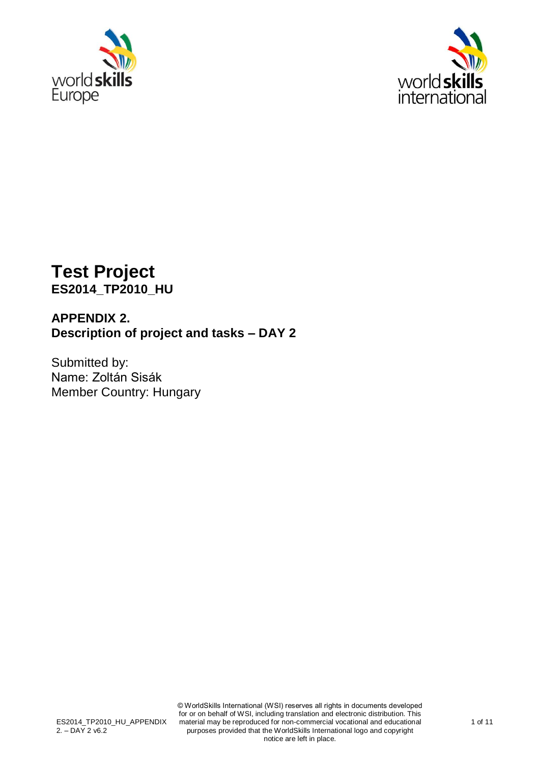# Test Project
**ES2014_TP2010_HU**

## APPENDIX 2.
## Description of project and tasks – DAY 2

Submitted by:
Name: Zoltán Sisák
Member Country: Hungary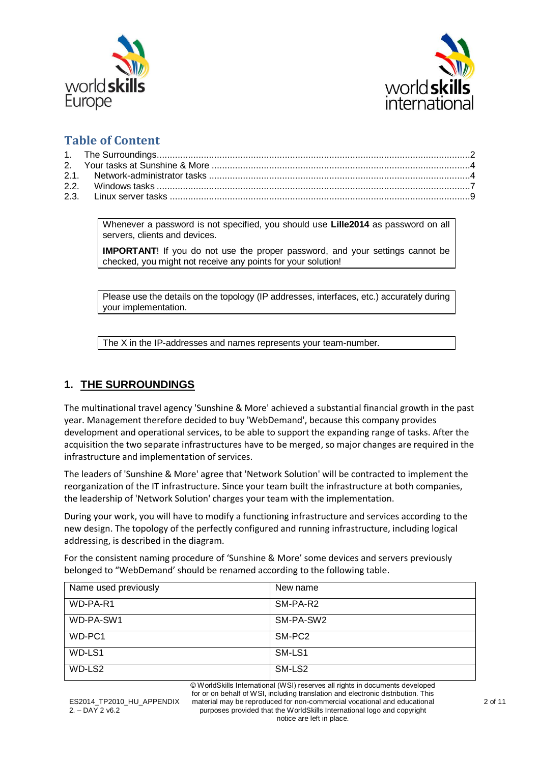## Table of Content

1. The Surroundings....................................................................................................................2
2. Your tasks at Sunshine & More ...............................................................................................4
2.1. Network-administrator tasks ....................................................................................................4
2.2. Windows tasks .........................................................................................................................7
2.3. Linux server tasks ....................................................................................................................9

> Whenever a password is not specified, you should use **Lille2014** as password on all servers, clients and devices.
>
> **IMPORTANT**! If you do not use the proper password, and your settings cannot be checked, you might not receive any points for your solution!

> Please use the details on the topology (IP addresses, interfaces, etc.) accurately during your implementation.

> The X in the IP-addresses and names represents your team-number.

# 1. THE SURROUNDINGS

The multinational travel agency 'Sunshine & More' achieved a substantial financial growth in the past year. Management therefore decided to buy 'WebDemand', because this company provides development and operational services, to be able to support the expanding range of tasks. After the acquisition the two separate infrastructures have to be merged, so major changes are required in the infrastructure and implementation of services.

The leaders of 'Sunshine & More' agree that 'Network Solution' will be contracted to implement the reorganization of the IT infrastructure. Since your team built the infrastructure at both companies, the leadership of 'Network Solution' charges your team with the implementation.

During your work, you will have to modify a functioning infrastructure and services according to the new design. The topology of the perfectly configured and running infrastructure, including logical addressing, is described in the diagram.

For the consistent naming procedure of 'Sunshine & More' some devices and servers previously belonged to "WebDemand' should be renamed according to the following table.

| Name used previously | New name |
|---|---|
| WD-PA-R1 | SM-PA-R2 |
| WD-PA-SW1 | SM-PA-SW2 |
| WD-PC1 | SM-PC2 |
| WD-LS1 | SM-LS1 |
| WD-LS2 | SM-LS2 |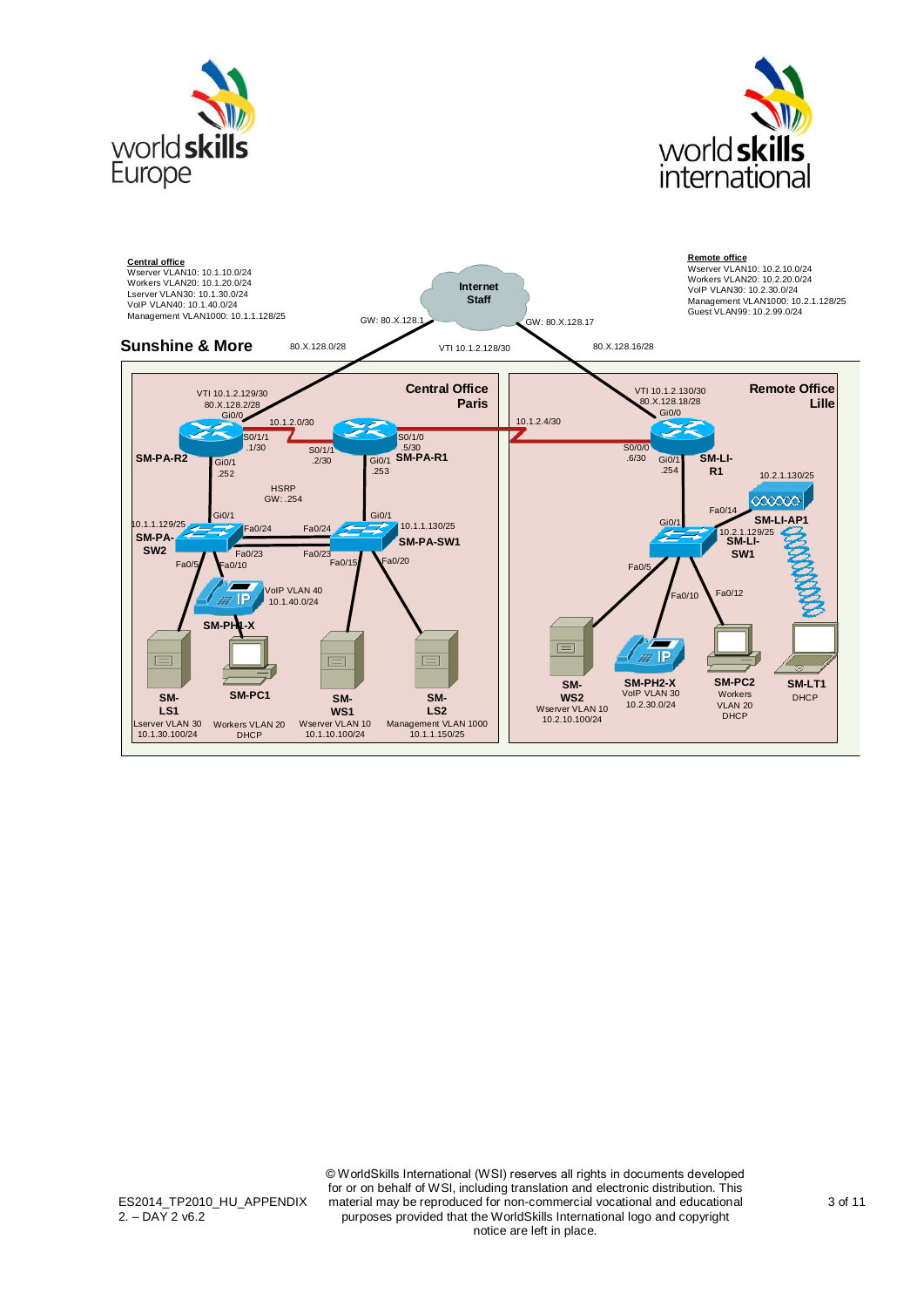**Central office**
Wserver VLAN10: 10.1.10.0/24
Workers VLAN20: 10.1.20.0/24
Lserver VLAN30: 10.1.30.0/24
VoIP VLAN40: 10.1.40.0/24
Management VLAN1000: 10.1.1.128/25

**Remote office**
Wserver VLAN10: 10.2.10.0/24
Workers VLAN20: 10.2.20.0/24
VoIP VLAN30: 10.2.30.0/24
Management VLAN1000: 10.2.1.128/25
Guest VLAN99: 10.2.99.0/24

**Internet Staff**

GW: 80.X.128.1
GW: 80.X.128.17
80.X.128.0/28
VTI 10.1.2.128/30
80.X.128.16/28

## Sunshine & More

### Central Office Paris

VTI 10.1.2.129/30
80.X.128.2/28
Gi0/0
10.1.2.0/30
S0/1/1 .1/30
S0/1/1 .2/30
S0/1/0 .5/30
**SM-PA-R2**
Gi0/1 .252
**SM-PA-R1**
Gi0/1 .253
HSRP GW: .254
Gi0/1
Gi0/1
10.1.1.129/25
**SM-PA-SW2**
Fa0/24
Fa0/24
10.1.1.130/25
**SM-PA-SW1**
Fa0/23
Fa0/23
Fa0/5
Fa0/10
Fa0/15
Fa0/20
VoIP VLAN 40 10.1.40.0/24
**SM-PH1-X**
**SM-LS1** Lserver VLAN 30 10.1.30.100/24
**SM-PC1** Workers VLAN 20 DHCP
**SM-WS1** Wserver VLAN 10 10.1.10.100/24
**SM-LS2** Management VLAN 1000 10.1.1.150/25

### Remote Office Lille

10.1.2.4/30
VTI 10.1.2.130/30
80.X.128.18/28
Gi0/0
S0/0/0 .6/30
Gi0/1 .254
**SM-LI-R1**
10.2.1.130/25
Fa0/14
**SM-LI-AP1**
Gi0/1
10.2.1.129/25
**SM-LI-SW1**
Fa0/5
Fa0/10
Fa0/12
**SM-WS2** Wserver VLAN 10 10.2.10.100/24
**SM-PH2-X** VoIP VLAN 30 10.2.30.0/24
**SM-PC2** Workers VLAN 20 DHCP
**SM-LT1** DHCP

ES2014_TP2010_HU_APPENDIX 2. – DAY 2 v6.2

© WorldSkills International (WSI) reserves all rights in documents developed for or on behalf of WSI, including translation and electronic distribution. This material may be reproduced for non-commercial vocational and educational purposes provided that the WorldSkills International logo and copyright notice are left in place.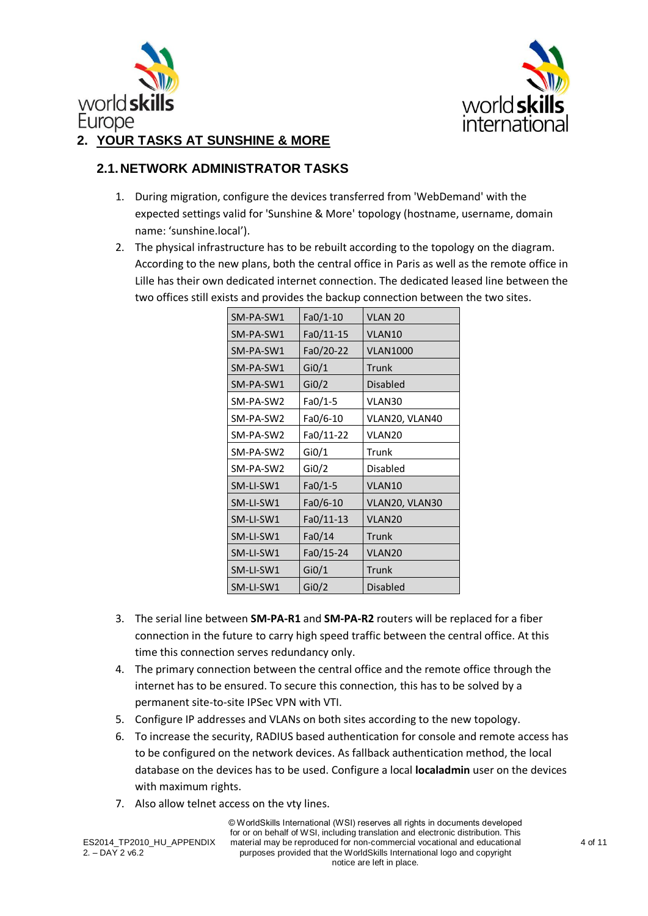## 2. YOUR TASKS AT SUNSHINE & MORE

### 2.1. NETWORK ADMINISTRATOR TASKS

1. During migration, configure the devices transferred from 'WebDemand' with the expected settings valid for 'Sunshine & More' topology (hostname, username, domain name: 'sunshine.local').
2. The physical infrastructure has to be rebuilt according to the topology on the diagram. According to the new plans, both the central office in Paris as well as the remote office in Lille has their own dedicated internet connection. The dedicated leased line between the two offices still exists and provides the backup connection between the two sites.

| SM-PA-SW1 | Fa0/1-10 | VLAN 20 |
|---|---|---|
| SM-PA-SW1 | Fa0/11-15 | VLAN10 |
| SM-PA-SW1 | Fa0/20-22 | VLAN1000 |
| SM-PA-SW1 | Gi0/1 | Trunk |
| SM-PA-SW1 | Gi0/2 | Disabled |
| SM-PA-SW2 | Fa0/1-5 | VLAN30 |
| SM-PA-SW2 | Fa0/6-10 | VLAN20, VLAN40 |
| SM-PA-SW2 | Fa0/11-22 | VLAN20 |
| SM-PA-SW2 | Gi0/1 | Trunk |
| SM-PA-SW2 | Gi0/2 | Disabled |
| SM-LI-SW1 | Fa0/1-5 | VLAN10 |
| SM-LI-SW1 | Fa0/6-10 | VLAN20, VLAN30 |
| SM-LI-SW1 | Fa0/11-13 | VLAN20 |
| SM-LI-SW1 | Fa0/14 | Trunk |
| SM-LI-SW1 | Fa0/15-24 | VLAN20 |
| SM-LI-SW1 | Gi0/1 | Trunk |
| SM-LI-SW1 | Gi0/2 | Disabled |

3. The serial line between **SM-PA-R1** and **SM-PA-R2** routers will be replaced for a fiber connection in the future to carry high speed traffic between the central office. At this time this connection serves redundancy only.
4. The primary connection between the central office and the remote office through the internet has to be ensured. To secure this connection, this has to be solved by a permanent site-to-site IPSec VPN with VTI.
5. Configure IP addresses and VLANs on both sites according to the new topology.
6. To increase the security, RADIUS based authentication for console and remote access has to be configured on the network devices. As fallback authentication method, the local database on the devices has to be used. Configure a local **localadmin** user on the devices with maximum rights.
7. Also allow telnet access on the vty lines.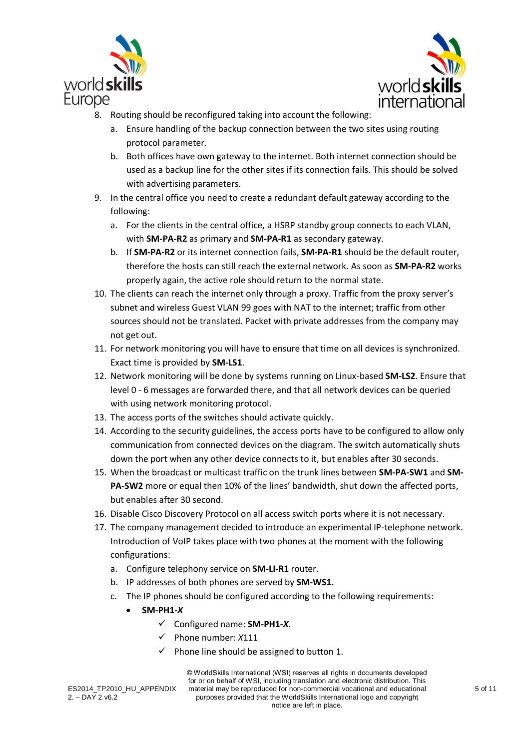8. Routing should be reconfigured taking into account the following:
   a. Ensure handling of the backup connection between the two sites using routing protocol parameter.
   b. Both offices have own gateway to the internet. Both internet connection should be used as a backup line for the other sites if its connection fails. This should be solved with advertising parameters.
9. In the central office you need to create a redundant default gateway according to the following:
   a. For the clients in the central office, a HSRP standby group connects to each VLAN, with **SM-PA-R2** as primary and **SM-PA-R1** as secondary gateway.
   b. If **SM-PA-R2** or its internet connection fails, **SM-PA-R1** should be the default router, therefore the hosts can still reach the external network. As soon as **SM-PA-R2** works properly again, the active role should return to the normal state.
10. The clients can reach the internet only through a proxy. Traffic from the proxy server's subnet and wireless Guest VLAN 99 goes with NAT to the internet; traffic from other sources should not be translated. Packet with private addresses from the company may not get out.
11. For network monitoring you will have to ensure that time on all devices is synchronized. Exact time is provided by **SM-LS1**.
12. Network monitoring will be done by systems running on Linux-based **SM-LS2**. Ensure that level 0 - 6 messages are forwarded there, and that all network devices can be queried with using network monitoring protocol.
13. The access ports of the switches should activate quickly.
14. According to the security guidelines, the access ports have to be configured to allow only communication from connected devices on the diagram. The switch automatically shuts down the port when any other device connects to it, but enables after 30 seconds.
15. When the broadcast or multicast traffic on the trunk lines between **SM-PA-SW1** and **SM-PA-SW2** more or equal then 10% of the lines' bandwidth, shut down the affected ports, but enables after 30 second.
16. Disable Cisco Discovery Protocol on all access switch ports where it is not necessary.
17. The company management decided to introduce an experimental IP-telephone network. Introduction of VoIP takes place with two phones at the moment with the following configurations:
   a. Configure telephony service on **SM-LI-R1** router.
   b. IP addresses of both phones are served by **SM-WS1.**
   c. The IP phones should be configured according to the following requirements:
      - **SM-PH1-*X***
         - ✓ Configured name: **SM-PH1-*X***.
         - ✓ Phone number: *X*111
         - ✓ Phone line should be assigned to button 1.

ES2014_TP2010_HU_APPENDIX 2. – DAY 2 v6.2

© WorldSkills International (WSI) reserves all rights in documents developed for or on behalf of WSI, including translation and electronic distribution. This material may be reproduced for non-commercial vocational and educational purposes provided that the WorldSkills International logo and copyright notice are left in place.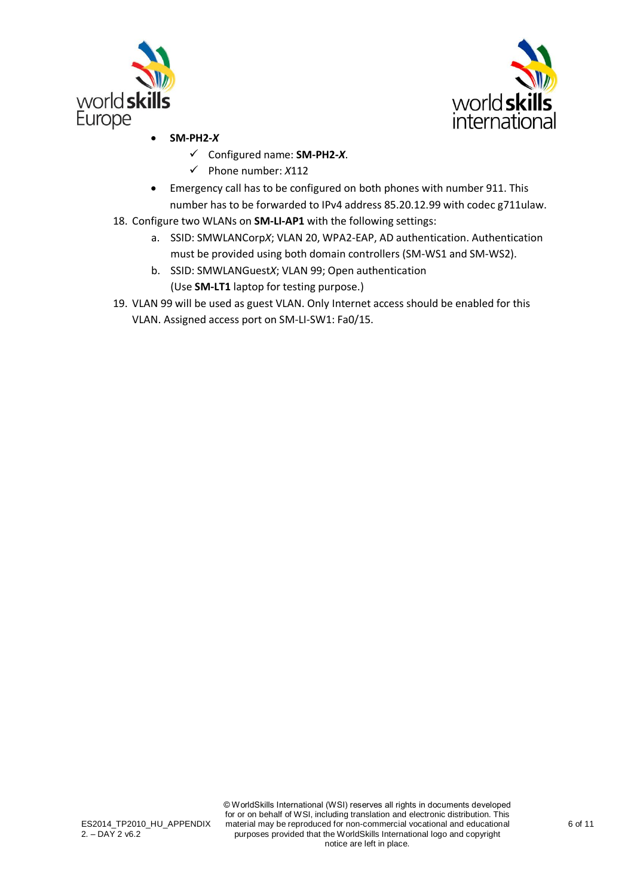- **SM-PH2-*X***
  - ✓ Configured name: **SM-PH2-*X***.
  - ✓ Phone number: *X*112
- Emergency call has to be configured on both phones with number 911. This number has to be forwarded to IPv4 address 85.20.12.99 with codec g711ulaw.

18. Configure two WLANs on **SM-LI-AP1** with the following settings:
    a. SSID: SMWLANCorp*X*; VLAN 20, WPA2-EAP, AD authentication. Authentication must be provided using both domain controllers (SM-WS1 and SM-WS2).
    b. SSID: SMWLANGuest*X*; VLAN 99; Open authentication
       (Use **SM-LT1** laptop for testing purpose.)
19. VLAN 99 will be used as guest VLAN. Only Internet access should be enabled for this VLAN. Assigned access port on SM-LI-SW1: Fa0/15.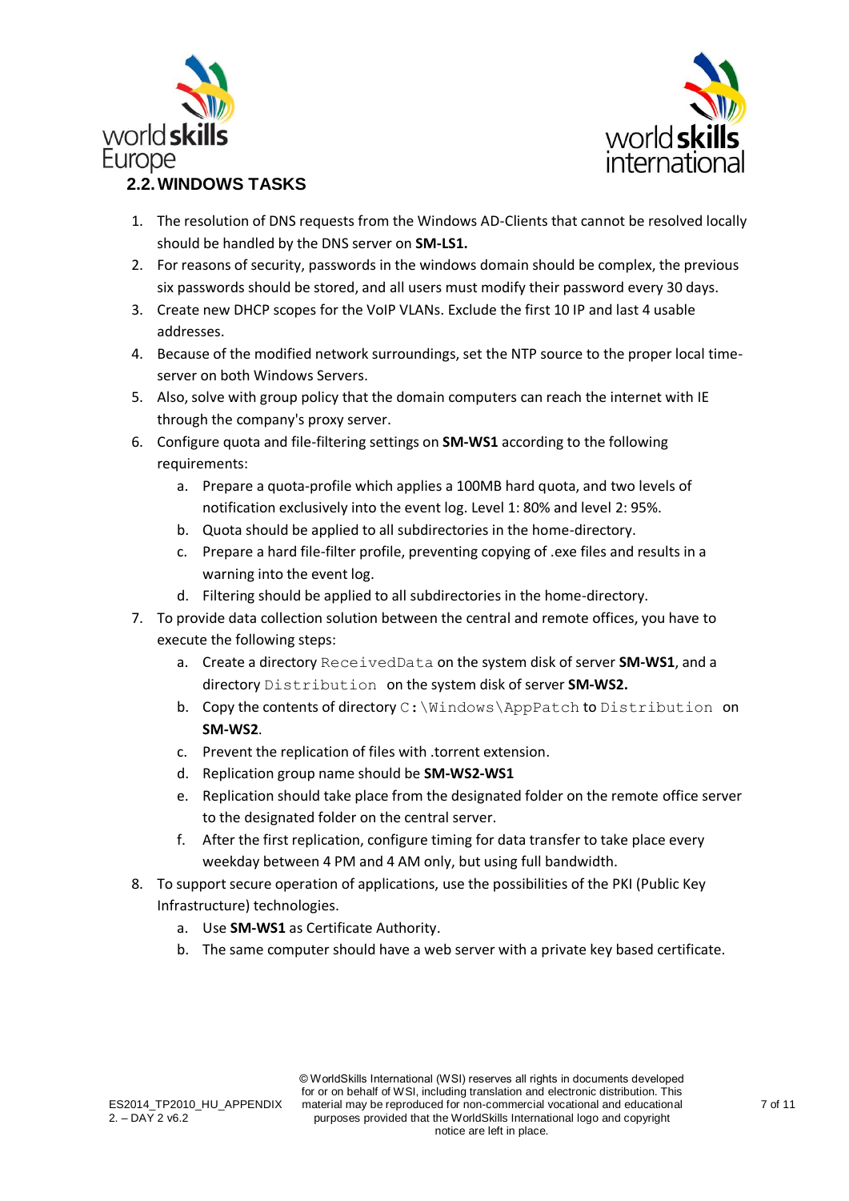## 2.2. WINDOWS TASKS

1. The resolution of DNS requests from the Windows AD-Clients that cannot be resolved locally should be handled by the DNS server on **SM-LS1.**
2. For reasons of security, passwords in the windows domain should be complex, the previous six passwords should be stored, and all users must modify their password every 30 days.
3. Create new DHCP scopes for the VoIP VLANs. Exclude the first 10 IP and last 4 usable addresses.
4. Because of the modified network surroundings, set the NTP source to the proper local time-server on both Windows Servers.
5. Also, solve with group policy that the domain computers can reach the internet with IE through the company's proxy server.
6. Configure quota and file-filtering settings on **SM-WS1** according to the following requirements:
    a. Prepare a quota-profile which applies a 100MB hard quota, and two levels of notification exclusively into the event log. Level 1: 80% and level 2: 95%.
    b. Quota should be applied to all subdirectories in the home-directory.
    c. Prepare a hard file-filter profile, preventing copying of .exe files and results in a warning into the event log.
    d. Filtering should be applied to all subdirectories in the home-directory.
7. To provide data collection solution between the central and remote offices, you have to execute the following steps:
    a. Create a directory `ReceivedData` on the system disk of server **SM-WS1**, and a directory `Distribution` on the system disk of server **SM-WS2.**
    b. Copy the contents of directory `C:\Windows\AppPatch` to `Distribution` on **SM-WS2**.
    c. Prevent the replication of files with .torrent extension.
    d. Replication group name should be **SM-WS2-WS1**
    e. Replication should take place from the designated folder on the remote office server to the designated folder on the central server.
    f. After the first replication, configure timing for data transfer to take place every weekday between 4 PM and 4 AM only, but using full bandwidth.
8. To support secure operation of applications, use the possibilities of the PKI (Public Key Infrastructure) technologies.
    a. Use **SM-WS1** as Certificate Authority.
    b. The same computer should have a web server with a private key based certificate.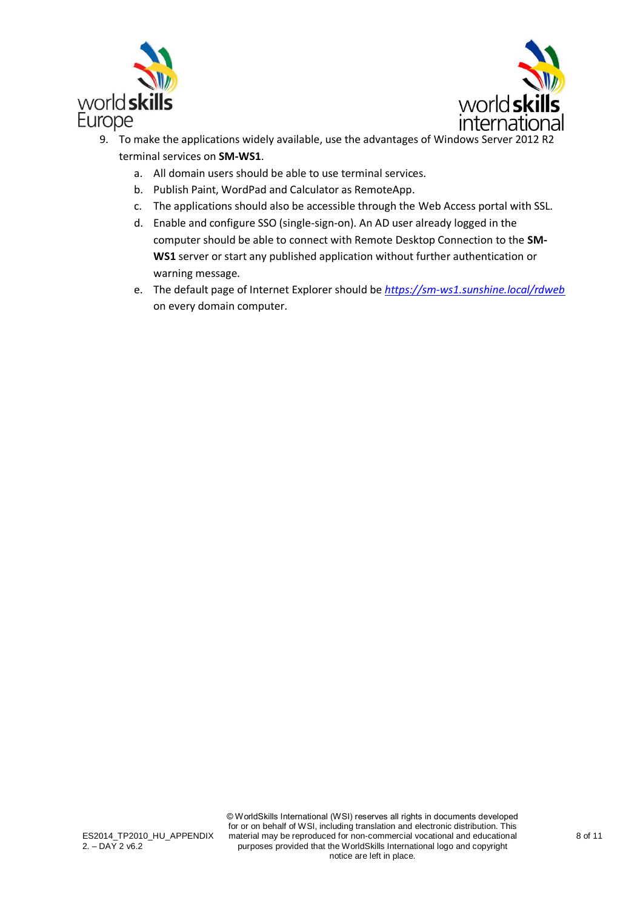9. To make the applications widely available, use the advantages of Windows Server 2012 R2 terminal services on **SM-WS1**.
    a. All domain users should be able to use terminal services.
    b. Publish Paint, WordPad and Calculator as RemoteApp.
    c. The applications should also be accessible through the Web Access portal with SSL.
    d. Enable and configure SSO (single-sign-on). An AD user already logged in the computer should be able to connect with Remote Desktop Connection to the **SM-WS1** server or start any published application without further authentication or warning message.
    e. The default page of Internet Explorer should be *https://sm-ws1.sunshine.local/rdweb* on every domain computer.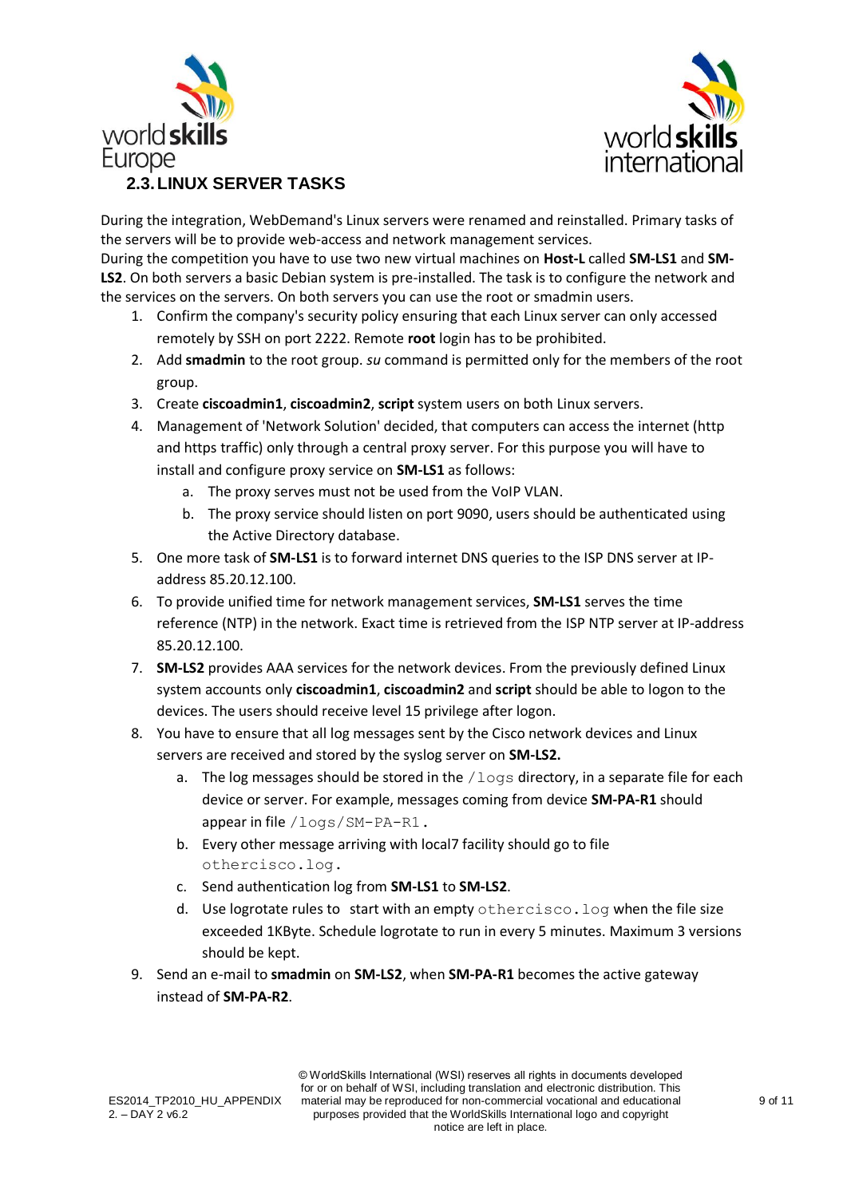### 2.3. LINUX SERVER TASKS

During the integration, WebDemand's Linux servers were renamed and reinstalled. Primary tasks of the servers will be to provide web-access and network management services.
During the competition you have to use two new virtual machines on **Host-L** called **SM-LS1** and **SM-LS2**. On both servers a basic Debian system is pre-installed. The task is to configure the network and the services on the servers. On both servers you can use the root or smadmin users.

1. Confirm the company's security policy ensuring that each Linux server can only accessed remotely by SSH on port 2222. Remote **root** login has to be prohibited.
2. Add **smadmin** to the root group. *su* command is permitted only for the members of the root group.
3. Create **ciscoadmin1**, **ciscoadmin2**, **script** system users on both Linux servers.
4. Management of 'Network Solution' decided, that computers can access the internet (http and https traffic) only through a central proxy server. For this purpose you will have to install and configure proxy service on **SM-LS1** as follows:
   a. The proxy serves must not be used from the VoIP VLAN.
   b. The proxy service should listen on port 9090, users should be authenticated using the Active Directory database.
5. One more task of **SM-LS1** is to forward internet DNS queries to the ISP DNS server at IP-address 85.20.12.100.
6. To provide unified time for network management services, **SM-LS1** serves the time reference (NTP) in the network. Exact time is retrieved from the ISP NTP server at IP-address 85.20.12.100.
7. **SM-LS2** provides AAA services for the network devices. From the previously defined Linux system accounts only **ciscoadmin1**, **ciscoadmin2** and **script** should be able to logon to the devices. The users should receive level 15 privilege after logon.
8. You have to ensure that all log messages sent by the Cisco network devices and Linux servers are received and stored by the syslog server on **SM-LS2.**
   a. The log messages should be stored in the `/logs` directory, in a separate file for each device or server. For example, messages coming from device **SM-PA-R1** should appear in file `/logs/SM-PA-R1`.
   b. Every other message arriving with local7 facility should go to file `othercisco.log`.
   c. Send authentication log from **SM-LS1** to **SM-LS2**.
   d. Use logrotate rules to start with an empty `othercisco.log` when the file size exceeded 1KByte. Schedule logrotate to run in every 5 minutes. Maximum 3 versions should be kept.
9. Send an e-mail to **smadmin** on **SM-LS2**, when **SM-PA-R1** becomes the active gateway instead of **SM-PA-R2**.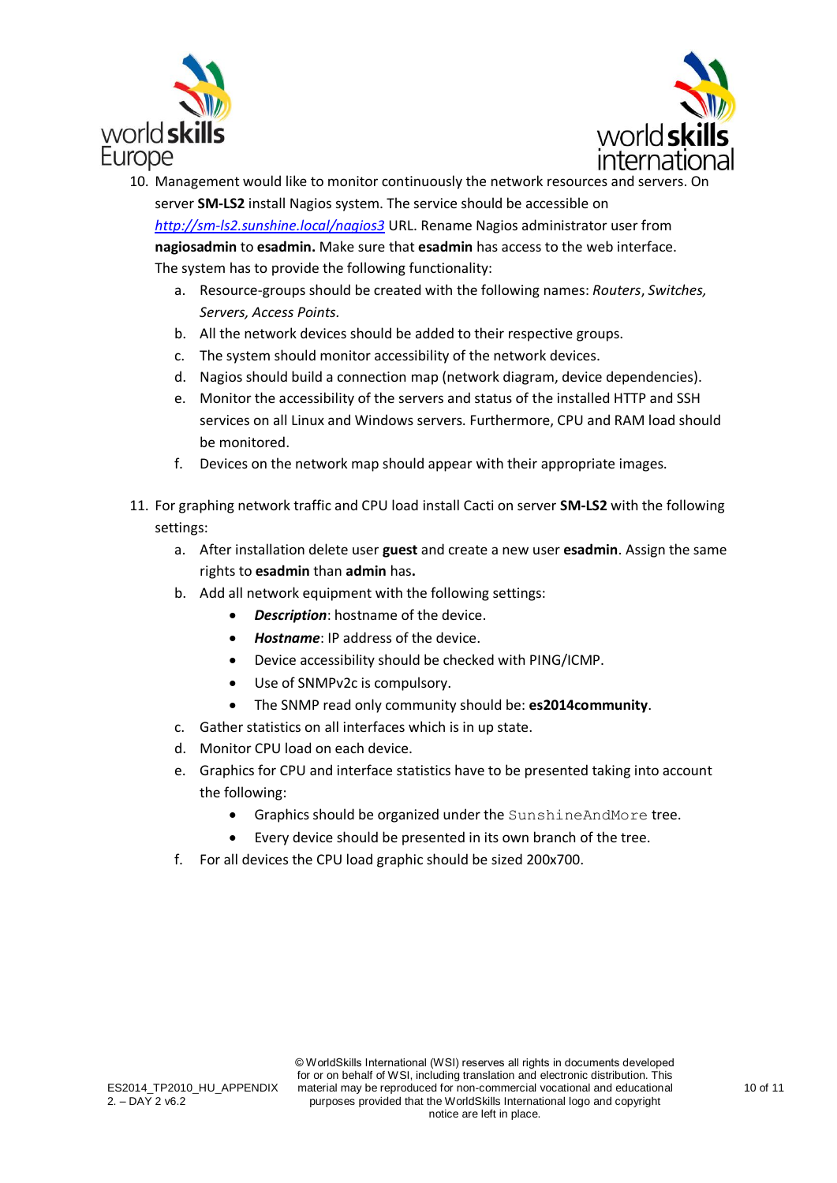10. Management would like to monitor continuously the network resources and servers. On server **SM-LS2** install Nagios system. The service should be accessible on [http://sm-ls2.sunshine.local/nagios3](http://sm-ls2.sunshine.local/nagios3) URL. Rename Nagios administrator user from **nagiosadmin** to **esadmin.** Make sure that **esadmin** has access to the web interface. The system has to provide the following functionality:
    a. Resource-groups should be created with the following names: *Routers*, *Switches, Servers, Access Points.*
    b. All the network devices should be added to their respective groups.
    c. The system should monitor accessibility of the network devices.
    d. Nagios should build a connection map (network diagram, device dependencies).
    e. Monitor the accessibility of the servers and status of the installed HTTP and SSH services on all Linux and Windows servers. Furthermore, CPU and RAM load should be monitored.
    f. Devices on the network map should appear with their appropriate images.

11. For graphing network traffic and CPU load install Cacti on server **SM-LS2** with the following settings:
    a. After installation delete user **guest** and create a new user **esadmin**. Assign the same rights to **esadmin** than **admin** has**.**
    b. Add all network equipment with the following settings:
        - ***Description***: hostname of the device.
        - ***Hostname***: IP address of the device.
        - Device accessibility should be checked with PING/ICMP.
        - Use of SNMPv2c is compulsory.
        - The SNMP read only community should be: **es2014community**.
    c. Gather statistics on all interfaces which is in up state.
    d. Monitor CPU load on each device.
    e. Graphics for CPU and interface statistics have to be presented taking into account the following:
        - Graphics should be organized under the `SunshineAndMore` tree.
        - Every device should be presented in its own branch of the tree.
    f. For all devices the CPU load graphic should be sized 200x700.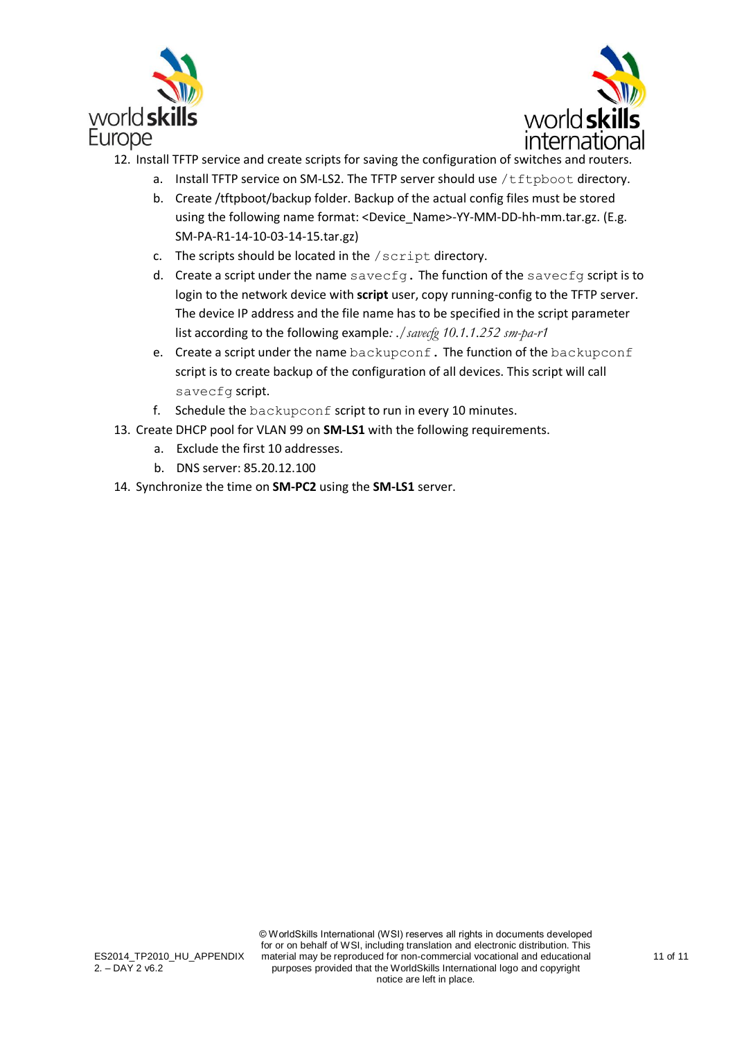12. Install TFTP service and create scripts for saving the configuration of switches and routers.
    a. Install TFTP service on SM-LS2. The TFTP server should use `/tftpboot` directory.
    b. Create /tftpboot/backup folder. Backup of the actual config files must be stored using the following name format: <Device_Name>-YY-MM-DD-hh-mm.tar.gz. (E.g. SM-PA-R1-14-10-03-14-15.tar.gz)
    c. The scripts should be located in the `/script` directory.
    d. Create a script under the name `savecfg`. The function of the `savecfg` script is to login to the network device with **script** user, copy running-config to the TFTP server. The device IP address and the file name has to be specified in the script parameter list according to the following example: *./savecfg 10.1.1.252 sm-pa-r1*
    e. Create a script under the name `backupconf`. The function of the `backupconf` script is to create backup of the configuration of all devices. This script will call `savecfg` script.
    f. Schedule the `backupconf` script to run in every 10 minutes.
13. Create DHCP pool for VLAN 99 on **SM-LS1** with the following requirements.
    a. Exclude the first 10 addresses.
    b. DNS server: 85.20.12.100
14. Synchronize the time on **SM-PC2** using the **SM-LS1** server.